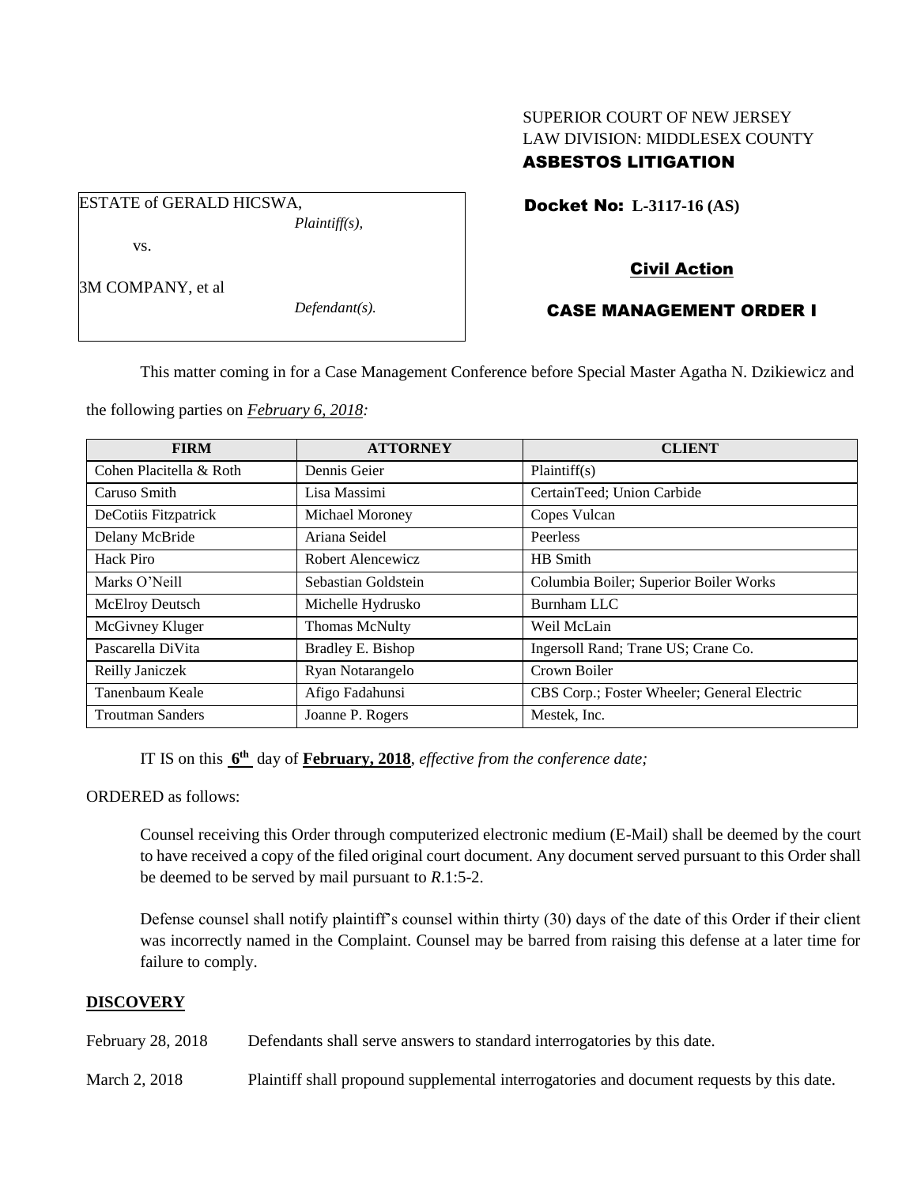SUPERIOR COURT OF NEW JERSEY
LAW DIVISION: MIDDLESEX COUNTY
**ASBESTOS LITIGATION**

ESTATE of GERALD HICSWA,
*Plaintiff(s),*

vs.

3M COMPANY, et al
*Defendant(s).*

**Docket No: L-3117-16 (AS)**

**Civil Action**

**CASE MANAGEMENT ORDER I**

This matter coming in for a Case Management Conference before Special Master Agatha N. Dzikiewicz and the following parties on *February 6, 2018:*

| FIRM | ATTORNEY | CLIENT |
|---|---|---|
| Cohen Placitella & Roth | Dennis Geier | Plaintiff(s) |
| Caruso Smith | Lisa Massimi | CertainTeed; Union Carbide |
| DeCotiis Fitzpatrick | Michael Moroney | Copes Vulcan |
| Delany McBride | Ariana Seidel | Peerless |
| Hack Piro | Robert Alencewicz | HB Smith |
| Marks O'Neill | Sebastian Goldstein | Columbia Boiler; Superior Boiler Works |
| McElroy Deutsch | Michelle Hydrusko | Burnham LLC |
| McGivney Kluger | Thomas McNulty | Weil McLain |
| Pascarella DiVita | Bradley E. Bishop | Ingersoll Rand; Trane US; Crane Co. |
| Reilly Janiczek | Ryan Notarangelo | Crown Boiler |
| Tanenbaum Keale | Afigo Fadahunsi | CBS Corp.; Foster Wheeler; General Electric |
| Troutman Sanders | Joanne P. Rogers | Mestek, Inc. |

IT IS on this **6th** day of **February, 2018**, *effective from the conference date;*

ORDERED as follows:

Counsel receiving this Order through computerized electronic medium (E-Mail) shall be deemed by the court to have received a copy of the filed original court document. Any document served pursuant to this Order shall be deemed to be served by mail pursuant to *R*.1:5-2.

Defense counsel shall notify plaintiff's counsel within thirty (30) days of the date of this Order if their client was incorrectly named in the Complaint. Counsel may be barred from raising this defense at a later time for failure to comply.

## DISCOVERY

February 28, 2018 Defendants shall serve answers to standard interrogatories by this date.

March 2, 2018 Plaintiff shall propound supplemental interrogatories and document requests by this date.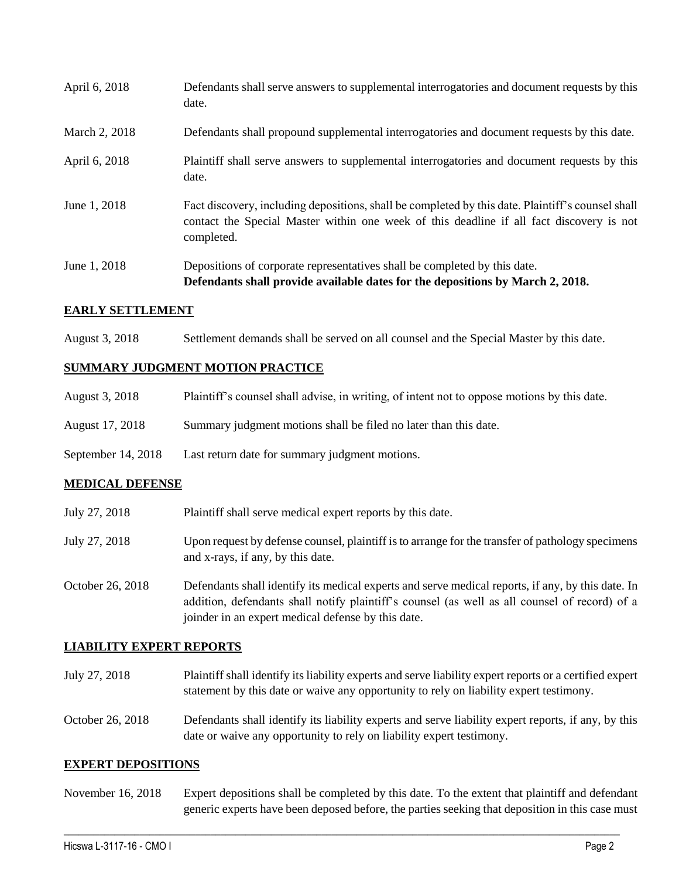| | |
|---|---|
| April 6, 2018 | Defendants shall serve answers to supplemental interrogatories and document requests by this date. |
| March 2, 2018 | Defendants shall propound supplemental interrogatories and document requests by this date. |
| April 6, 2018 | Plaintiff shall serve answers to supplemental interrogatories and document requests by this date. |
| June 1, 2018 | Fact discovery, including depositions, shall be completed by this date. Plaintiff's counsel shall contact the Special Master within one week of this deadline if all fact discovery is not completed. |
| June 1, 2018 | Depositions of corporate representatives shall be completed by this date. **Defendants shall provide available dates for the depositions by March 2, 2018.** |

## EARLY SETTLEMENT

| | |
|---|---|
| August 3, 2018 | Settlement demands shall be served on all counsel and the Special Master by this date. |

## SUMMARY JUDGMENT MOTION PRACTICE

| | |
|---|---|
| August 3, 2018 | Plaintiff's counsel shall advise, in writing, of intent not to oppose motions by this date. |
| August 17, 2018 | Summary judgment motions shall be filed no later than this date. |
| September 14, 2018 | Last return date for summary judgment motions. |

## MEDICAL DEFENSE

| | |
|---|---|
| July 27, 2018 | Plaintiff shall serve medical expert reports by this date. |
| July 27, 2018 | Upon request by defense counsel, plaintiff is to arrange for the transfer of pathology specimens and x-rays, if any, by this date. |
| October 26, 2018 | Defendants shall identify its medical experts and serve medical reports, if any, by this date. In addition, defendants shall notify plaintiff's counsel (as well as all counsel of record) of a joinder in an expert medical defense by this date. |

## LIABILITY EXPERT REPORTS

| | |
|---|---|
| July 27, 2018 | Plaintiff shall identify its liability experts and serve liability expert reports or a certified expert statement by this date or waive any opportunity to rely on liability expert testimony. |
| October 26, 2018 | Defendants shall identify its liability experts and serve liability expert reports, if any, by this date or waive any opportunity to rely on liability expert testimony. |

## EXPERT DEPOSITIONS

| | |
|---|---|
| November 16, 2018 | Expert depositions shall be completed by this date. To the extent that plaintiff and defendant generic experts have been deposed before, the parties seeking that deposition in this case must |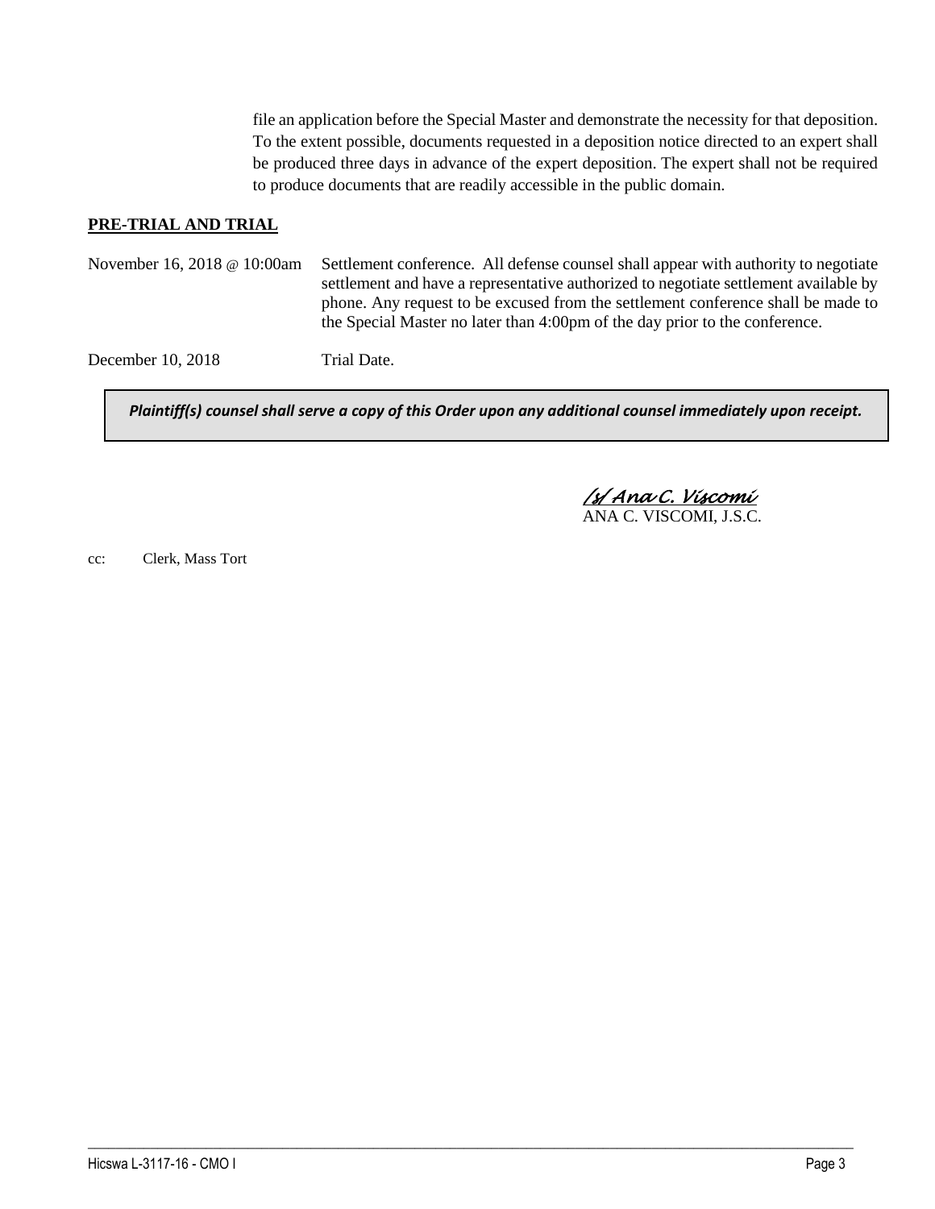file an application before the Special Master and demonstrate the necessity for that deposition. To the extent possible, documents requested in a deposition notice directed to an expert shall be produced three days in advance of the expert deposition. The expert shall not be required to produce documents that are readily accessible in the public domain.

**PRE-TRIAL AND TRIAL**

| | |
|---|---|
| November 16, 2018 @ 10:00am | Settlement conference. All defense counsel shall appear with authority to negotiate settlement and have a representative authorized to negotiate settlement available by phone. Any request to be excused from the settlement conference shall be made to the Special Master no later than 4:00pm of the day prior to the conference. |
| December 10, 2018 | Trial Date. |

***Plaintiff(s) counsel shall serve a copy of this Order upon any additional counsel immediately upon receipt.***

/s/ Ana C. Viscomi
ANA C. VISCOMI, J.S.C.

cc: Clerk, Mass Tort